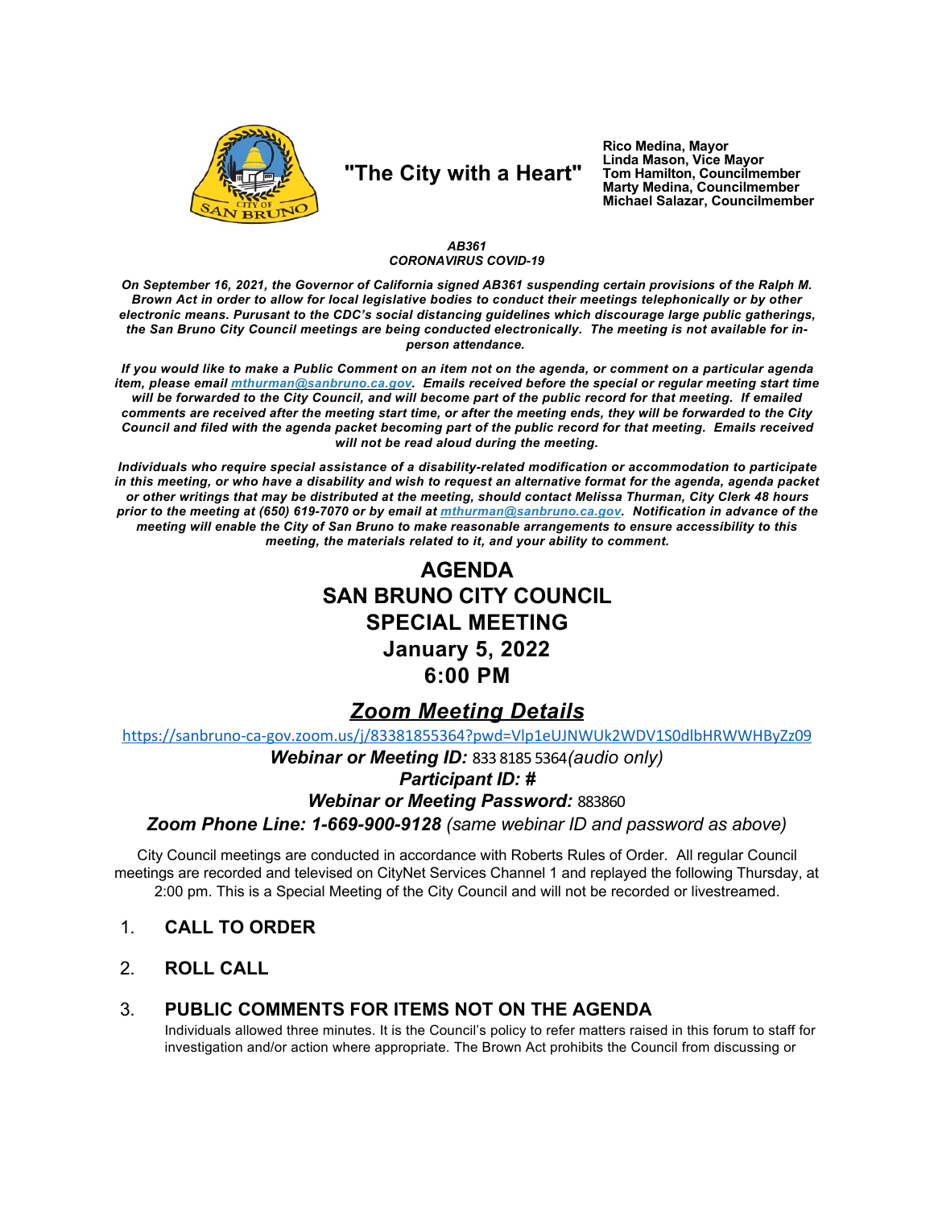"The City with a Heart"

**Rico Medina, Mayor**
**Linda Mason, Vice Mayor**
**Tom Hamilton, Councilmember**
**Marty Medina, Councilmember**
**Michael Salazar, Councilmember**

***AB361***
***CORONAVIRUS COVID-19***

***On September 16, 2021, the Governor of California signed AB361 suspending certain provisions of the Ralph M. Brown Act in order to allow for local legislative bodies to conduct their meetings telephonically or by other electronic means. Pursuant to the CDC's social distancing guidelines which discourage large public gatherings, the San Bruno City Council meetings are being conducted electronically. The meeting is not available for in-person attendance.***

***If you would like to make a Public Comment on an item not on the agenda, or comment on a particular agenda item, please email [mthurman@sanbruno.ca.gov](mailto:mthurman@sanbruno.ca.gov). Emails received before the special or regular meeting start time will be forwarded to the City Council, and will become part of the public record for that meeting. If emailed comments are received after the meeting start time, or after the meeting ends, they will be forwarded to the City Council and filed with the agenda packet becoming part of the public record for that meeting. Emails received will not be read aloud during the meeting.***

***Individuals who require special assistance of a disability-related modification or accommodation to participate in this meeting, or who have a disability and wish to request an alternative format for the agenda, agenda packet or other writings that may be distributed at the meeting, should contact Melissa Thurman, City Clerk 48 hours prior to the meeting at (650) 619-7070 or by email at [mthurman@sanbruno.ca.gov](mailto:mthurman@sanbruno.ca.gov). Notification in advance of the meeting will enable the City of San Bruno to make reasonable arrangements to ensure accessibility to this meeting, the materials related to it, and your ability to comment.***

# AGENDA
# SAN BRUNO CITY COUNCIL
# SPECIAL MEETING
# January 5, 2022
# 6:00 PM

## *Zoom Meeting Details*

https://sanbruno-ca-gov.zoom.us/j/83381855364?pwd=Vlp1eUJNWUk2WDV1S0dlbHRWWHByZz09

***Webinar or Meeting ID:*** 833 8185 5364 *(audio only)*

***Participant ID: #***

***Webinar or Meeting Password:*** 883860

***Zoom Phone Line: 1-669-900-9128*** *(same webinar ID and password as above)*

City Council meetings are conducted in accordance with Roberts Rules of Order. All regular Council meetings are recorded and televised on CityNet Services Channel 1 and replayed the following Thursday, at 2:00 pm. This is a Special Meeting of the City Council and will not be recorded or livestreamed.

1. **CALL TO ORDER**

2. **ROLL CALL**

3. **PUBLIC COMMENTS FOR ITEMS NOT ON THE AGENDA**
   Individuals allowed three minutes. It is the Council's policy to refer matters raised in this forum to staff for investigation and/or action where appropriate. The Brown Act prohibits the Council from discussing or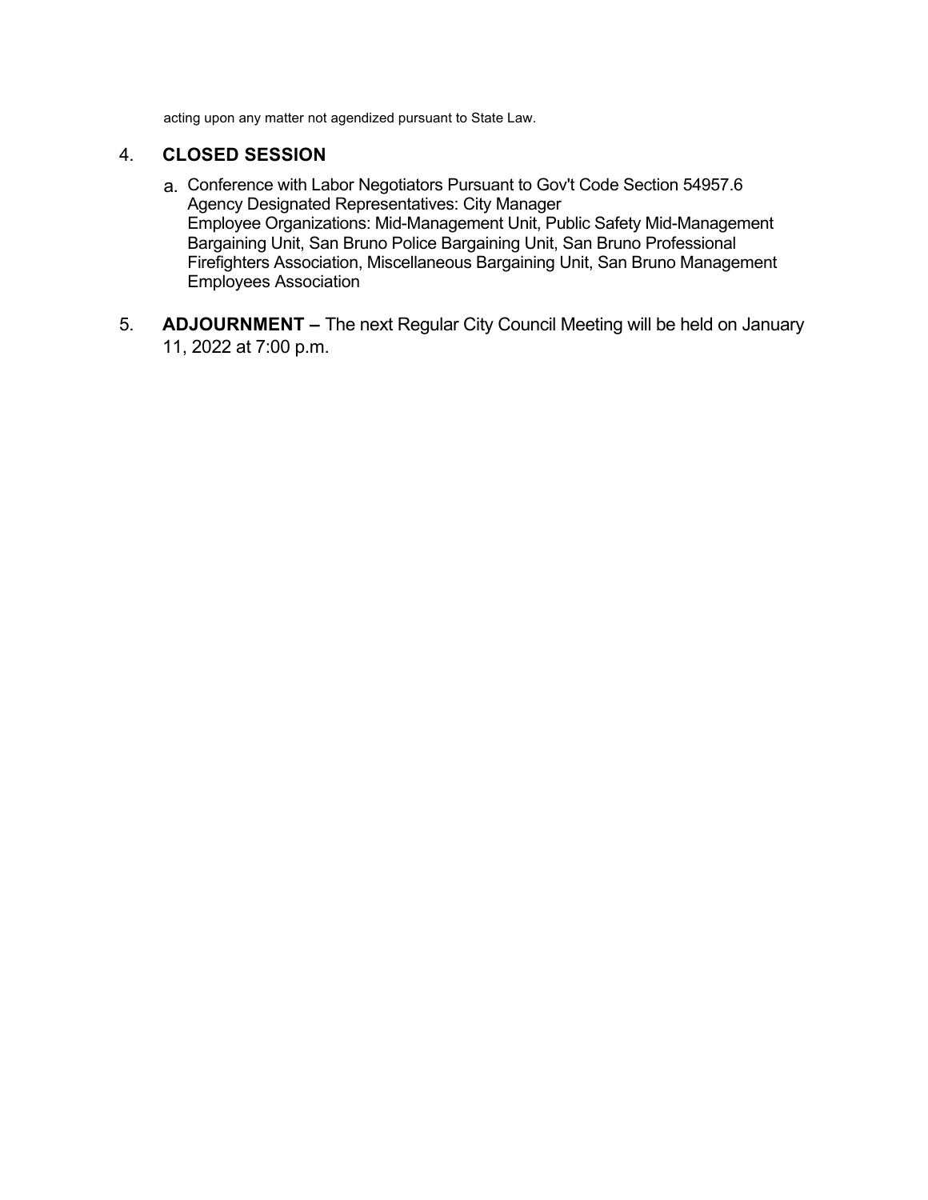acting upon any matter not agendized pursuant to State Law.

4. **CLOSED SESSION**

   a. Conference with Labor Negotiators Pursuant to Gov't Code Section 54957.6
      Agency Designated Representatives: City Manager
      Employee Organizations: Mid-Management Unit, Public Safety Mid-Management Bargaining Unit, San Bruno Police Bargaining Unit, San Bruno Professional Firefighters Association, Miscellaneous Bargaining Unit, San Bruno Management Employees Association

5. **ADJOURNMENT –** The next Regular City Council Meeting will be held on January 11, 2022 at 7:00 p.m.